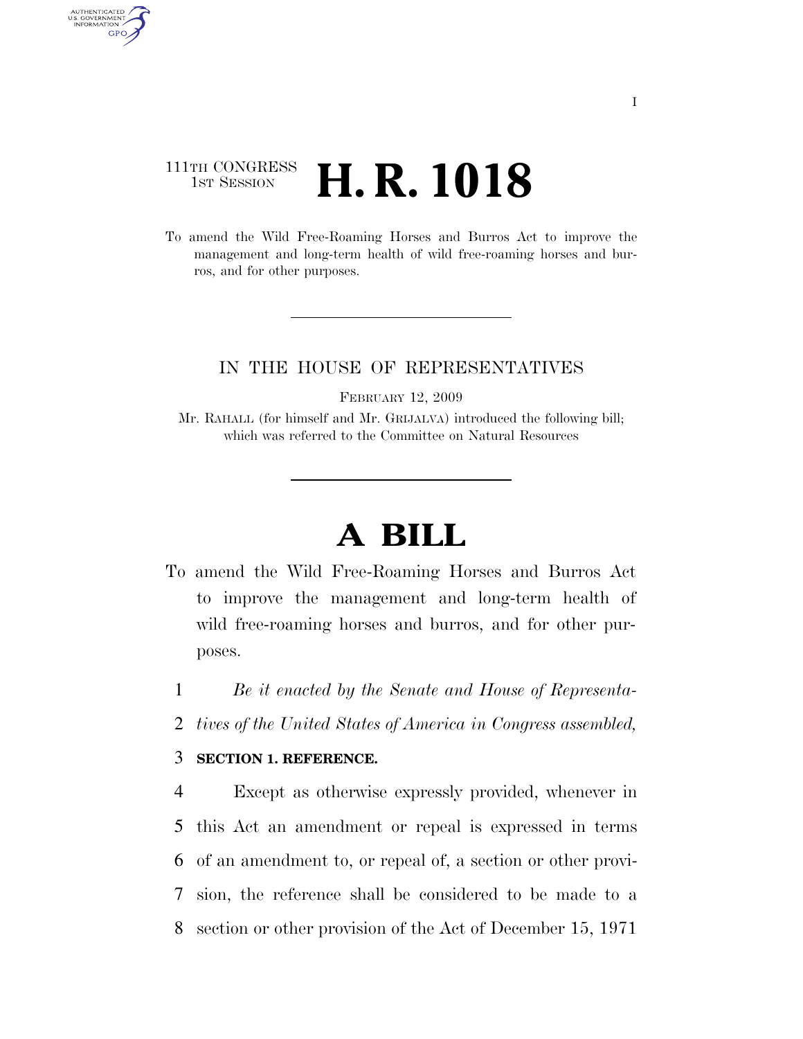111TH CONGRESS
1ST SESSION

# H. R. 1018

To amend the Wild Free-Roaming Horses and Burros Act to improve the management and long-term health of wild free-roaming horses and burros, and for other purposes.

IN THE HOUSE OF REPRESENTATIVES

FEBRUARY 12, 2009

Mr. RAHALL (for himself and Mr. GRIJALVA) introduced the following bill; which was referred to the Committee on Natural Resources

# A BILL

To amend the Wild Free-Roaming Horses and Burros Act to improve the management and long-term health of wild free-roaming horses and burros, and for other purposes.

1 *Be it enacted by the Senate and House of Representa-*
2 *tives of the United States of America in Congress assembled,*

3 **SECTION 1. REFERENCE.**

4 Except as otherwise expressly provided, whenever in
5 this Act an amendment or repeal is expressed in terms
6 of an amendment to, or repeal of, a section or other provi-
7 sion, the reference shall be considered to be made to a
8 section or other provision of the Act of December 15, 1971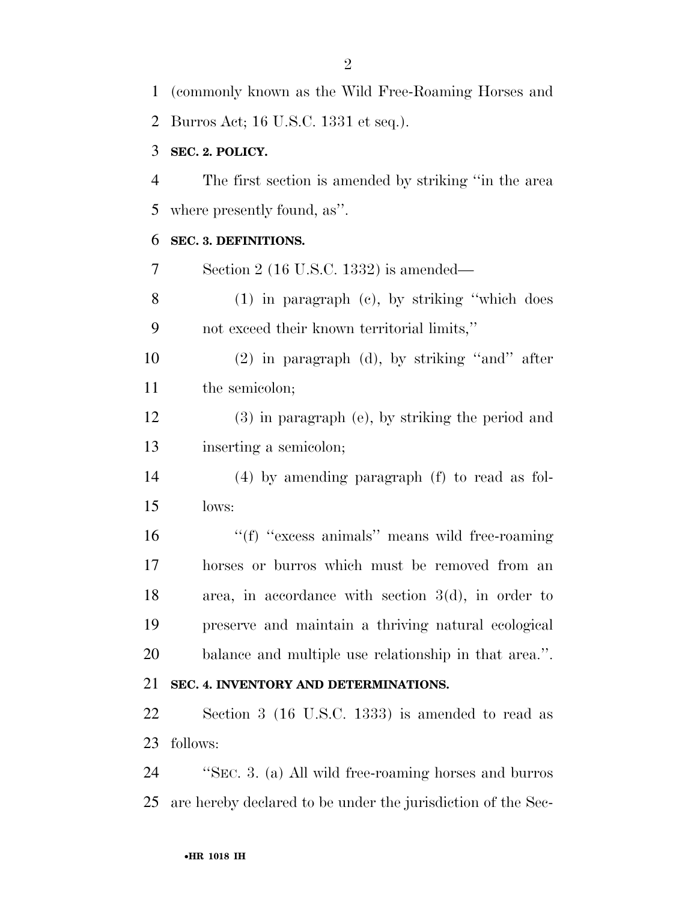(commonly known as the Wild Free-Roaming Horses and Burros Act; 16 U.S.C. 1331 et seq.).

**SEC. 2. POLICY.**

The first section is amended by striking ''in the area where presently found, as''.

**SEC. 3. DEFINITIONS.**

Section 2 (16 U.S.C. 1332) is amended—

(1) in paragraph (c), by striking ''which does not exceed their known territorial limits,''

(2) in paragraph (d), by striking ''and'' after the semicolon;

(3) in paragraph (e), by striking the period and inserting a semicolon;

(4) by amending paragraph (f) to read as follows:

''(f) ''excess animals'' means wild free-roaming horses or burros which must be removed from an area, in accordance with section 3(d), in order to preserve and maintain a thriving natural ecological balance and multiple use relationship in that area.''.

**SEC. 4. INVENTORY AND DETERMINATIONS.**

Section 3 (16 U.S.C. 1333) is amended to read as follows:

''SEC. 3. (a) All wild free-roaming horses and burros are hereby declared to be under the jurisdiction of the Sec-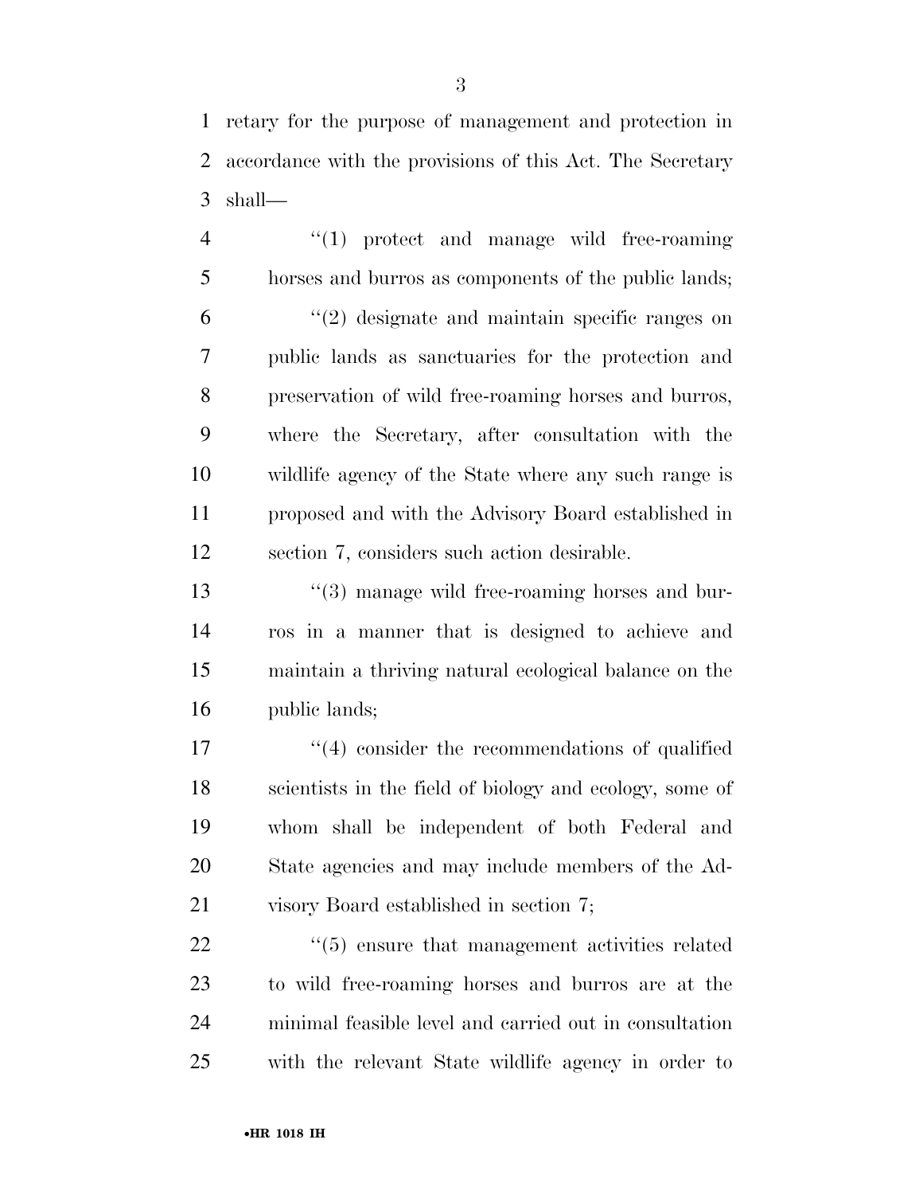retary for the purpose of management and protection in accordance with the provisions of this Act. The Secretary shall—

"(1) protect and manage wild free-roaming horses and burros as components of the public lands;

"(2) designate and maintain specific ranges on public lands as sanctuaries for the protection and preservation of wild free-roaming horses and burros, where the Secretary, after consultation with the wildlife agency of the State where any such range is proposed and with the Advisory Board established in section 7, considers such action desirable.

"(3) manage wild free-roaming horses and burros in a manner that is designed to achieve and maintain a thriving natural ecological balance on the public lands;

"(4) consider the recommendations of qualified scientists in the field of biology and ecology, some of whom shall be independent of both Federal and State agencies and may include members of the Advisory Board established in section 7;

"(5) ensure that management activities related to wild free-roaming horses and burros are at the minimal feasible level and carried out in consultation with the relevant State wildlife agency in order to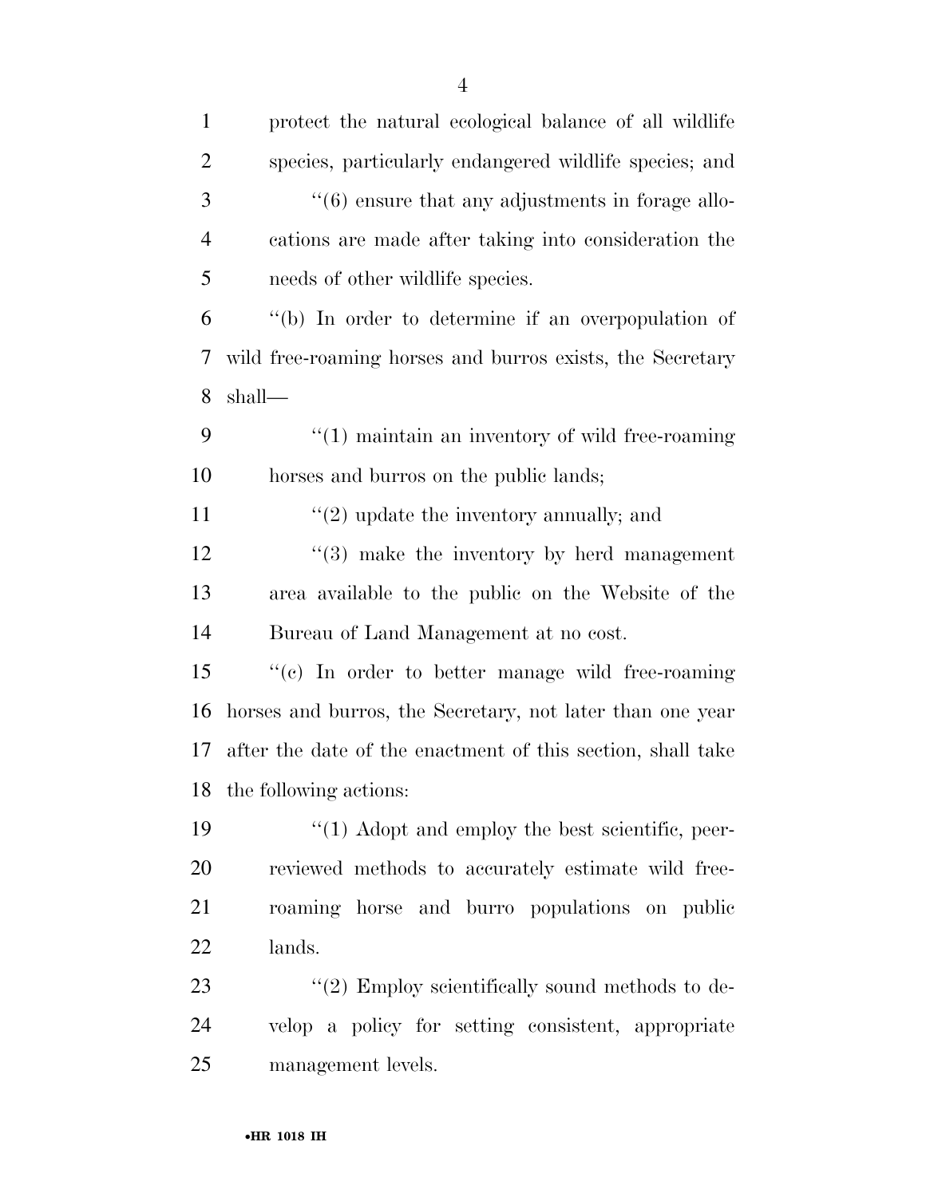protect the natural ecological balance of all wildlife species, particularly endangered wildlife species; and

''(6) ensure that any adjustments in forage allocations are made after taking into consideration the needs of other wildlife species.

''(b) In order to determine if an overpopulation of wild free-roaming horses and burros exists, the Secretary shall—

''(1) maintain an inventory of wild free-roaming horses and burros on the public lands;

''(2) update the inventory annually; and

''(3) make the inventory by herd management area available to the public on the Website of the Bureau of Land Management at no cost.

''(c) In order to better manage wild free-roaming horses and burros, the Secretary, not later than one year after the date of the enactment of this section, shall take the following actions:

''(1) Adopt and employ the best scientific, peer-reviewed methods to accurately estimate wild free-roaming horse and burro populations on public lands.

''(2) Employ scientifically sound methods to develop a policy for setting consistent, appropriate management levels.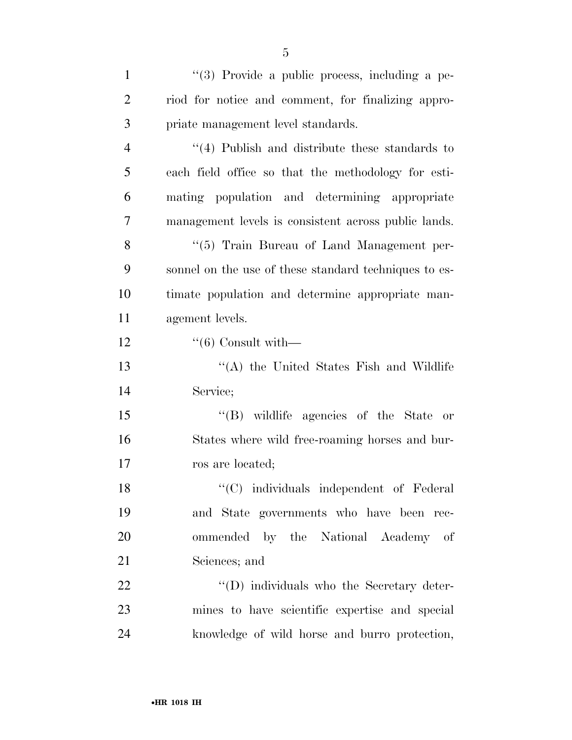"(3) Provide a public process, including a period for notice and comment, for finalizing appropriate management level standards.

"(4) Publish and distribute these standards to each field office so that the methodology for estimating population and determining appropriate management levels is consistent across public lands.

"(5) Train Bureau of Land Management personnel on the use of these standard techniques to estimate population and determine appropriate management levels.

"(6) Consult with—

"(A) the United States Fish and Wildlife Service;

"(B) wildlife agencies of the State or States where wild free-roaming horses and burros are located;

"(C) individuals independent of Federal and State governments who have been recommended by the National Academy of Sciences; and

"(D) individuals who the Secretary determines to have scientific expertise and special knowledge of wild horse and burro protection,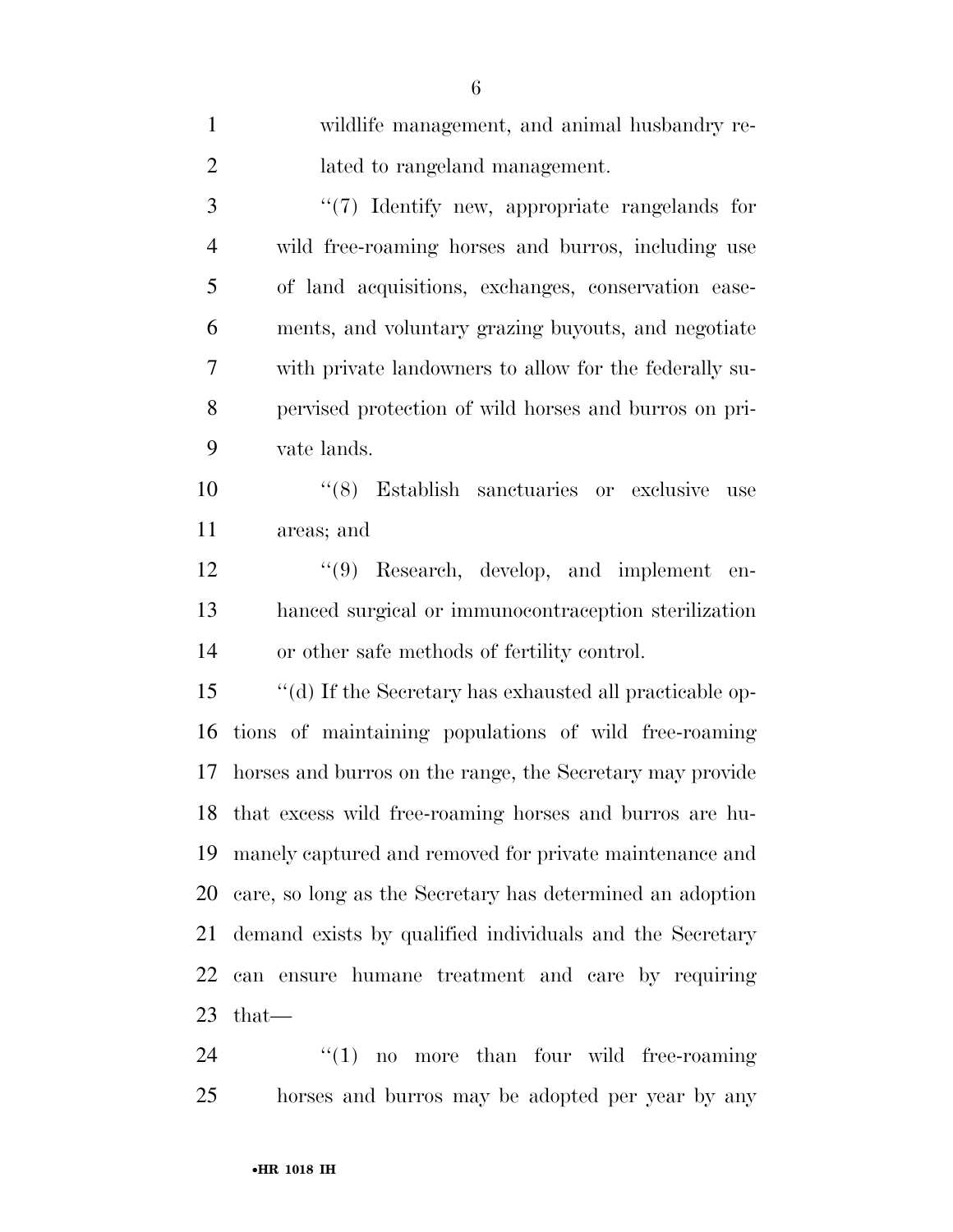wildlife management, and animal husbandry related to rangeland management.

''(7) Identify new, appropriate rangelands for wild free-roaming horses and burros, including use of land acquisitions, exchanges, conservation easements, and voluntary grazing buyouts, and negotiate with private landowners to allow for the federally supervised protection of wild horses and burros on private lands.

''(8) Establish sanctuaries or exclusive use areas; and

''(9) Research, develop, and implement enhanced surgical or immunocontraception sterilization or other safe methods of fertility control.

''(d) If the Secretary has exhausted all practicable options of maintaining populations of wild free-roaming horses and burros on the range, the Secretary may provide that excess wild free-roaming horses and burros are humanely captured and removed for private maintenance and care, so long as the Secretary has determined an adoption demand exists by qualified individuals and the Secretary can ensure humane treatment and care by requiring that—

''(1) no more than four wild free-roaming horses and burros may be adopted per year by any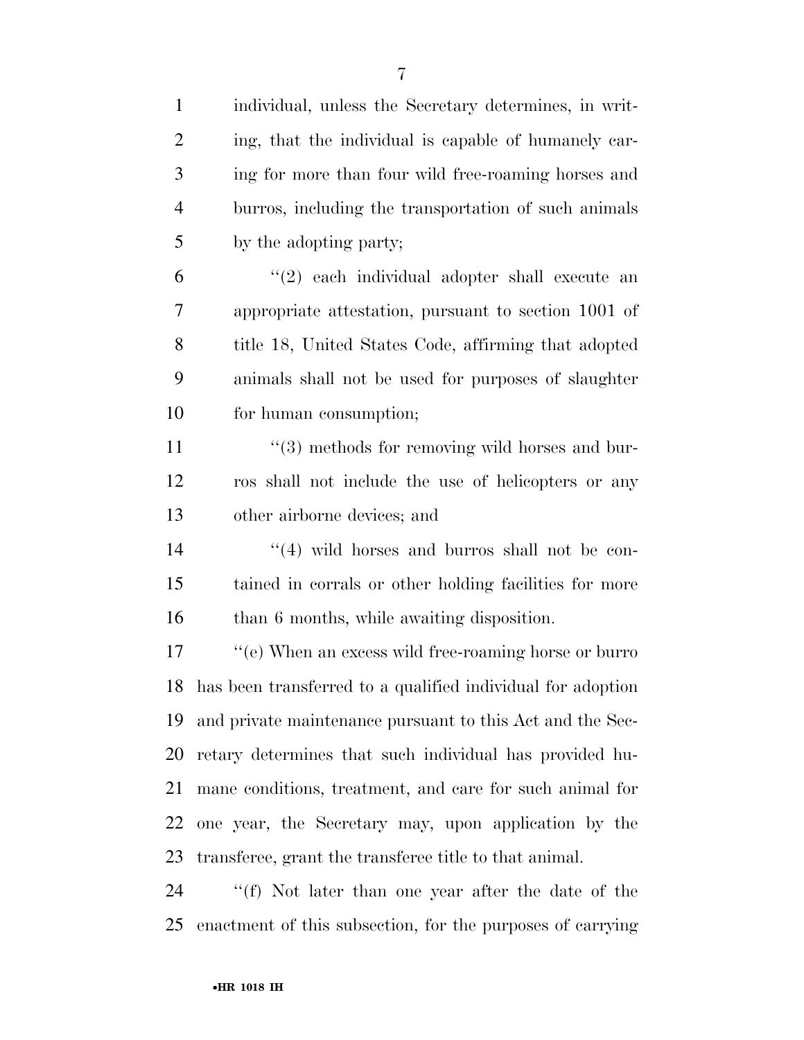individual, unless the Secretary determines, in writing, that the individual is capable of humanely caring for more than four wild free-roaming horses and burros, including the transportation of such animals by the adopting party;

"(2) each individual adopter shall execute an appropriate attestation, pursuant to section 1001 of title 18, United States Code, affirming that adopted animals shall not be used for purposes of slaughter for human consumption;

"(3) methods for removing wild horses and burros shall not include the use of helicopters or any other airborne devices; and

"(4) wild horses and burros shall not be contained in corrals or other holding facilities for more than 6 months, while awaiting disposition.

"(e) When an excess wild free-roaming horse or burro has been transferred to a qualified individual for adoption and private maintenance pursuant to this Act and the Secretary determines that such individual has provided humane conditions, treatment, and care for such animal for one year, the Secretary may, upon application by the transferee, grant the transferee title to that animal.

"(f) Not later than one year after the date of the enactment of this subsection, for the purposes of carrying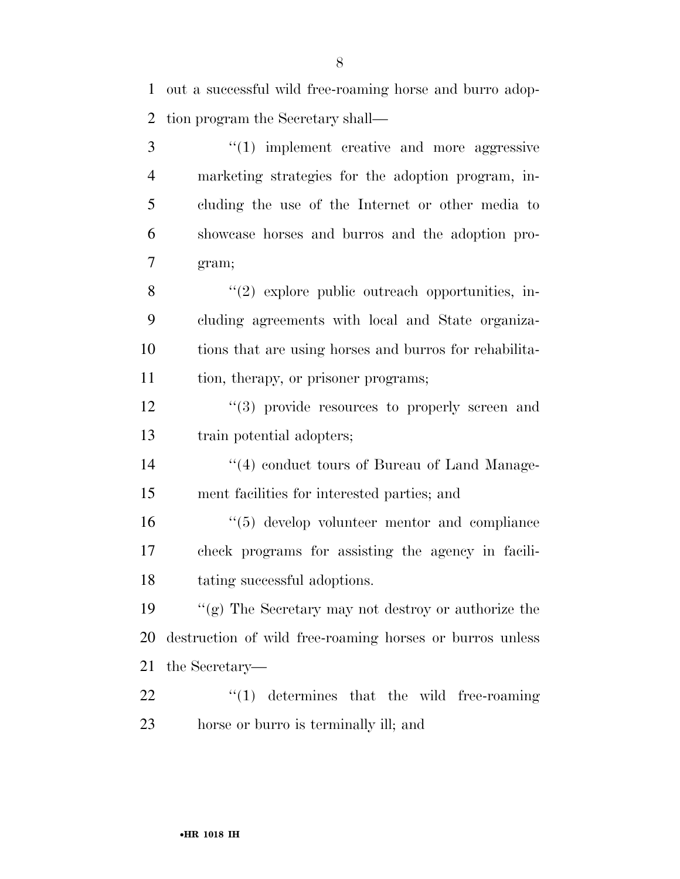out a successful wild free-roaming horse and burro adoption program the Secretary shall—

"(1) implement creative and more aggressive marketing strategies for the adoption program, including the use of the Internet or other media to showcase horses and burros and the adoption program;

"(2) explore public outreach opportunities, including agreements with local and State organizations that are using horses and burros for rehabilitation, therapy, or prisoner programs;

"(3) provide resources to properly screen and train potential adopters;

"(4) conduct tours of Bureau of Land Management facilities for interested parties; and

"(5) develop volunteer mentor and compliance check programs for assisting the agency in facilitating successful adoptions.

"(g) The Secretary may not destroy or authorize the destruction of wild free-roaming horses or burros unless the Secretary—

"(1) determines that the wild free-roaming horse or burro is terminally ill; and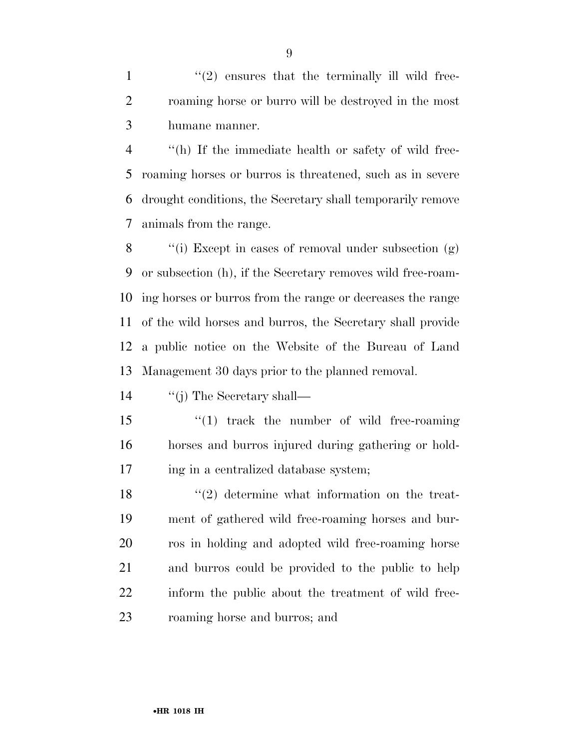''(2) ensures that the terminally ill wild free-roaming horse or burro will be destroyed in the most humane manner.

''(h) If the immediate health or safety of wild free-roaming horses or burros is threatened, such as in severe drought conditions, the Secretary shall temporarily remove animals from the range.

''(i) Except in cases of removal under subsection (g) or subsection (h), if the Secretary removes wild free-roaming horses or burros from the range or decreases the range of the wild horses and burros, the Secretary shall provide a public notice on the Website of the Bureau of Land Management 30 days prior to the planned removal.

''(j) The Secretary shall—

''(1) track the number of wild free-roaming horses and burros injured during gathering or holding in a centralized database system;

''(2) determine what information on the treatment of gathered wild free-roaming horses and burros in holding and adopted wild free-roaming horse and burros could be provided to the public to help inform the public about the treatment of wild free-roaming horse and burros; and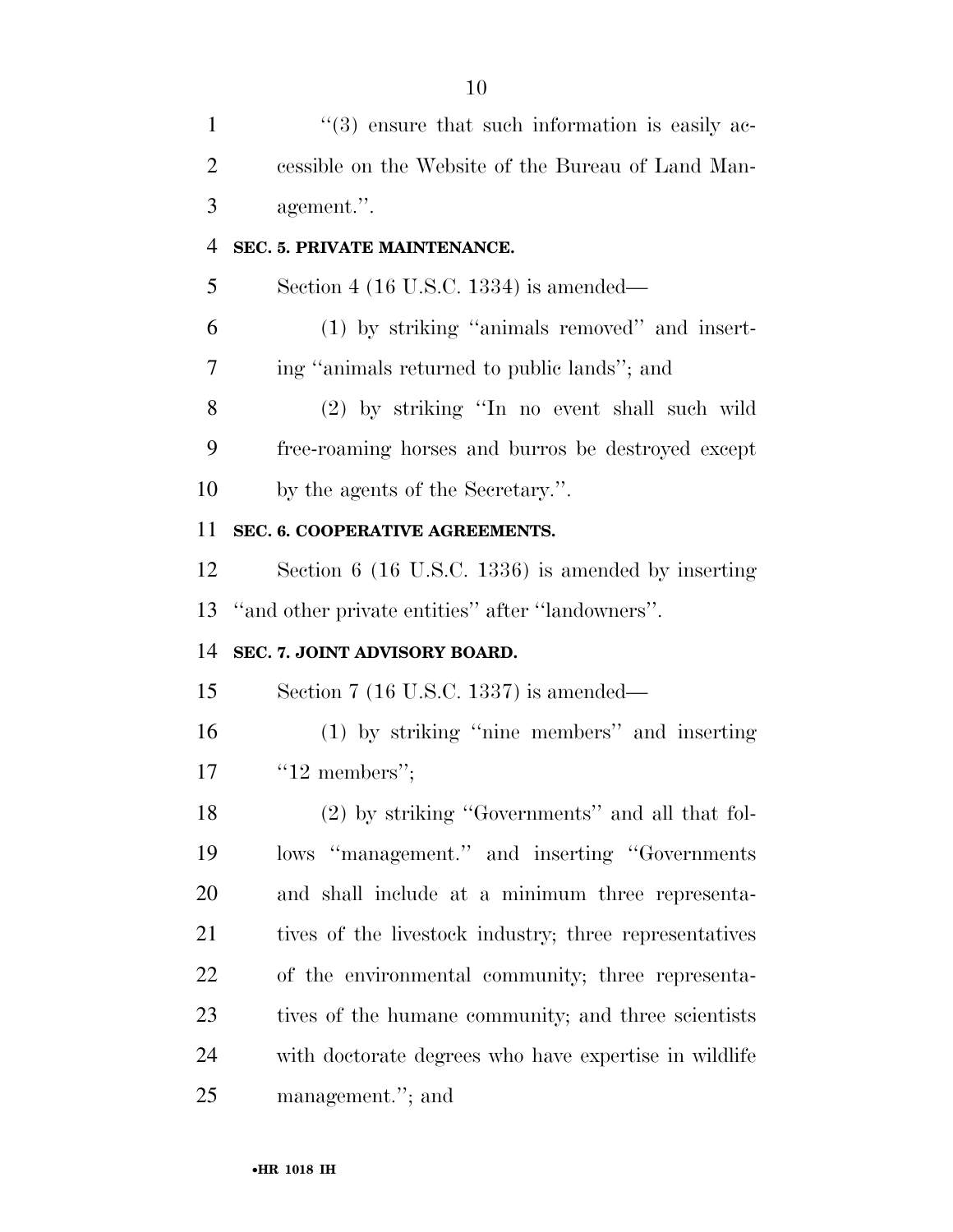"(3) ensure that such information is easily accessible on the Website of the Bureau of Land Management.".

**SEC. 5. PRIVATE MAINTENANCE.**

Section 4 (16 U.S.C. 1334) is amended—

(1) by striking "animals removed" and inserting "animals returned to public lands"; and

(2) by striking "In no event shall such wild free-roaming horses and burros be destroyed except by the agents of the Secretary.".

**SEC. 6. COOPERATIVE AGREEMENTS.**

Section 6 (16 U.S.C. 1336) is amended by inserting "and other private entities" after "landowners".

**SEC. 7. JOINT ADVISORY BOARD.**

Section 7 (16 U.S.C. 1337) is amended—

(1) by striking "nine members" and inserting "12 members";

(2) by striking "Governments" and all that follows "management." and inserting "Governments and shall include at a minimum three representatives of the livestock industry; three representatives of the environmental community; three representatives of the humane community; and three scientists with doctorate degrees who have expertise in wildlife management."; and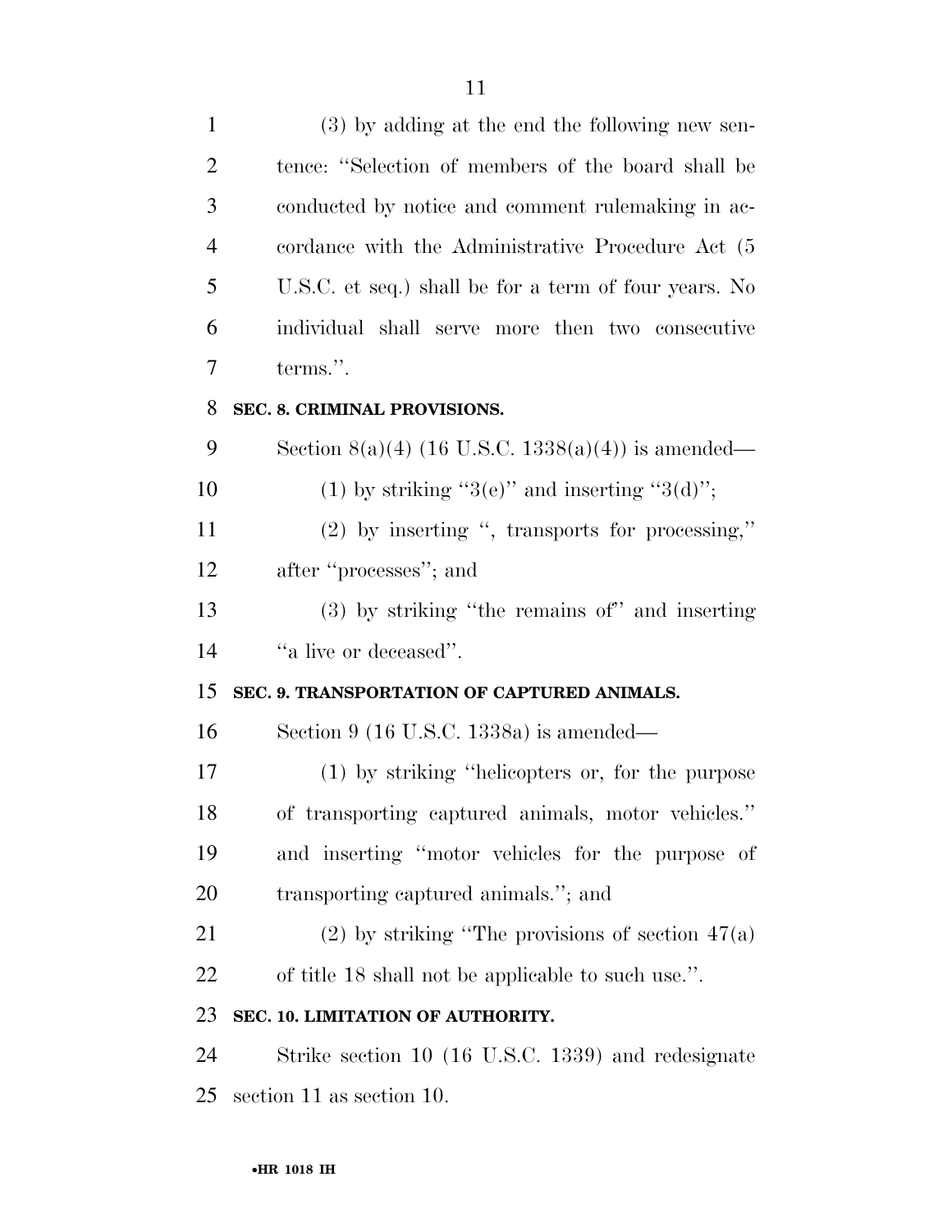(3) by adding at the end the following new sentence: ''Selection of members of the board shall be conducted by notice and comment rulemaking in accordance with the Administrative Procedure Act (5 U.S.C. et seq.) shall be for a term of four years. No individual shall serve more then two consecutive terms.''.

**SEC. 8. CRIMINAL PROVISIONS.**

Section 8(a)(4) (16 U.S.C. 1338(a)(4)) is amended—

(1) by striking ''3(e)'' and inserting ''3(d)'';

(2) by inserting '', transports for processing,'' after ''processes''; and

(3) by striking ''the remains of'' and inserting ''a live or deceased''.

**SEC. 9. TRANSPORTATION OF CAPTURED ANIMALS.**

Section 9 (16 U.S.C. 1338a) is amended—

(1) by striking ''helicopters or, for the purpose of transporting captured animals, motor vehicles.'' and inserting ''motor vehicles for the purpose of transporting captured animals.''; and

(2) by striking ''The provisions of section 47(a) of title 18 shall not be applicable to such use.''.

**SEC. 10. LIMITATION OF AUTHORITY.**

Strike section 10 (16 U.S.C. 1339) and redesignate section 11 as section 10.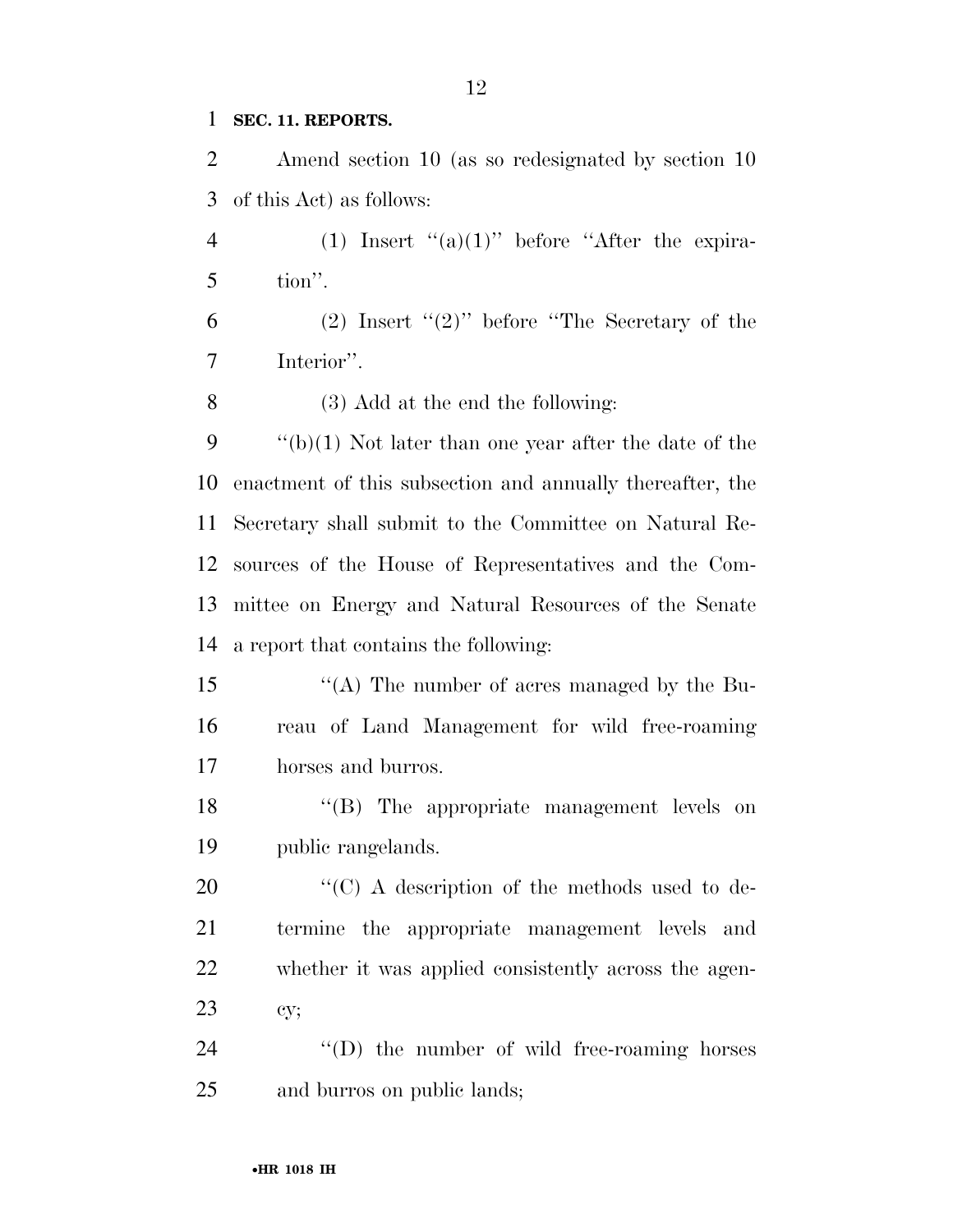**SEC. 11. REPORTS.**

Amend section 10 (as so redesignated by section 10 of this Act) as follows:

(1) Insert "(a)(1)" before "After the expiration".

(2) Insert "(2)" before "The Secretary of the Interior".

(3) Add at the end the following:

"(b)(1) Not later than one year after the date of the enactment of this subsection and annually thereafter, the Secretary shall submit to the Committee on Natural Resources of the House of Representatives and the Committee on Energy and Natural Resources of the Senate a report that contains the following:

"(A) The number of acres managed by the Bureau of Land Management for wild free-roaming horses and burros.

"(B) The appropriate management levels on public rangelands.

"(C) A description of the methods used to determine the appropriate management levels and whether it was applied consistently across the agency;

"(D) the number of wild free-roaming horses and burros on public lands;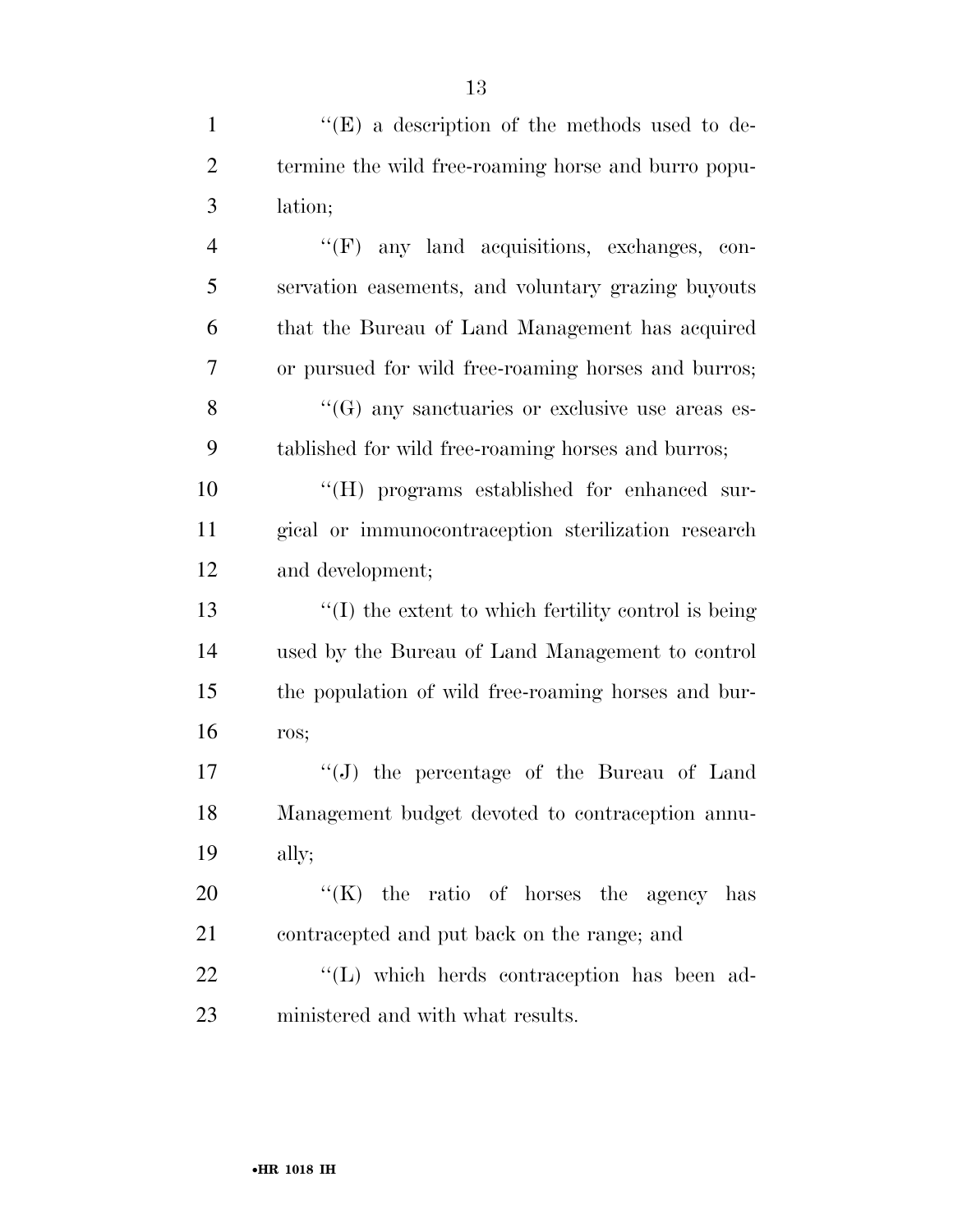''(E) a description of the methods used to determine the wild free-roaming horse and burro population;

''(F) any land acquisitions, exchanges, conservation easements, and voluntary grazing buyouts that the Bureau of Land Management has acquired or pursued for wild free-roaming horses and burros;

''(G) any sanctuaries or exclusive use areas established for wild free-roaming horses and burros;

''(H) programs established for enhanced surgical or immunocontraception sterilization research and development;

''(I) the extent to which fertility control is being used by the Bureau of Land Management to control the population of wild free-roaming horses and burros;

''(J) the percentage of the Bureau of Land Management budget devoted to contraception annually;

''(K) the ratio of horses the agency has contracepted and put back on the range; and

''(L) which herds contraception has been administered and with what results.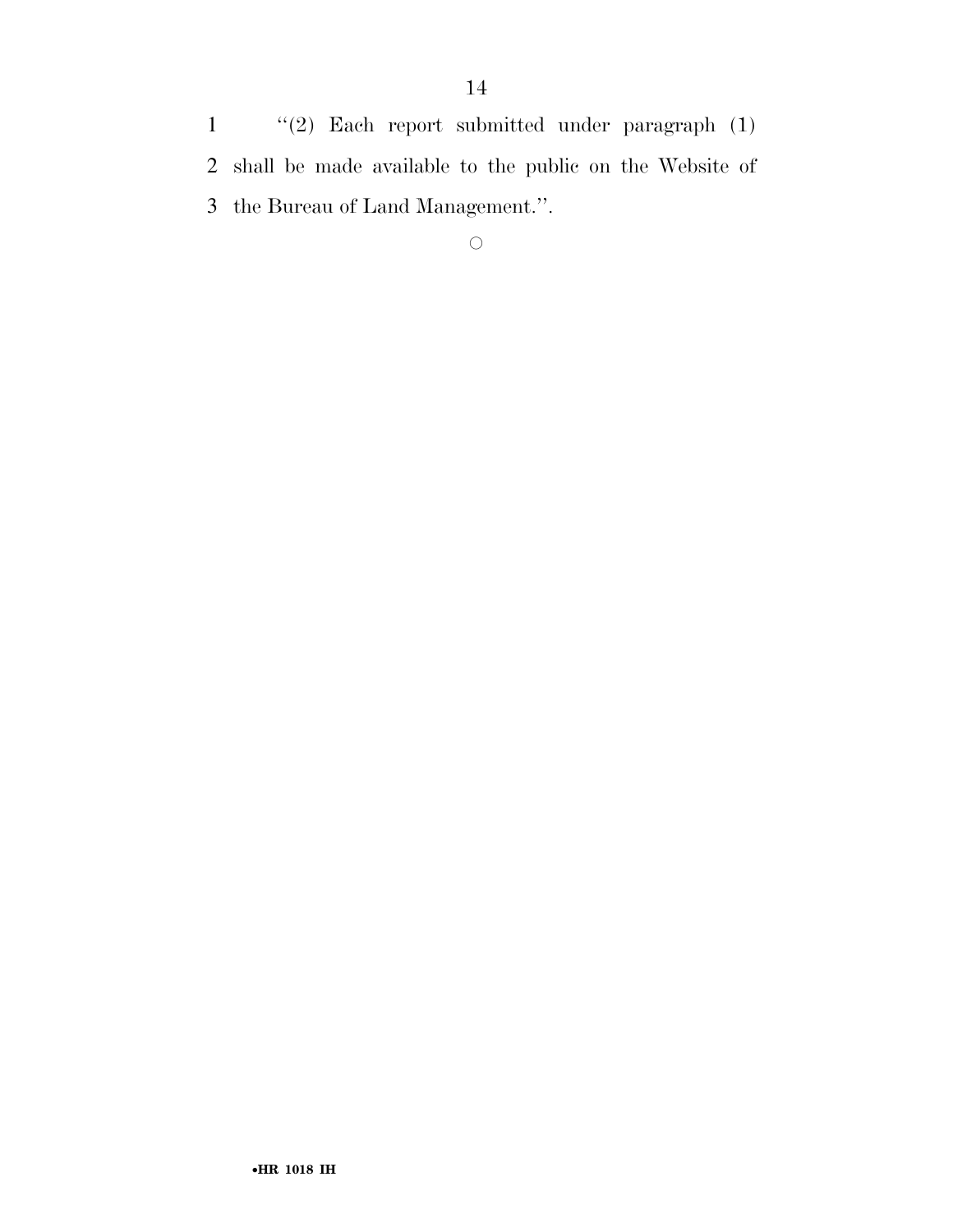''(2) Each report submitted under paragraph (1) shall be made available to the public on the Website of the Bureau of Land Management.''.